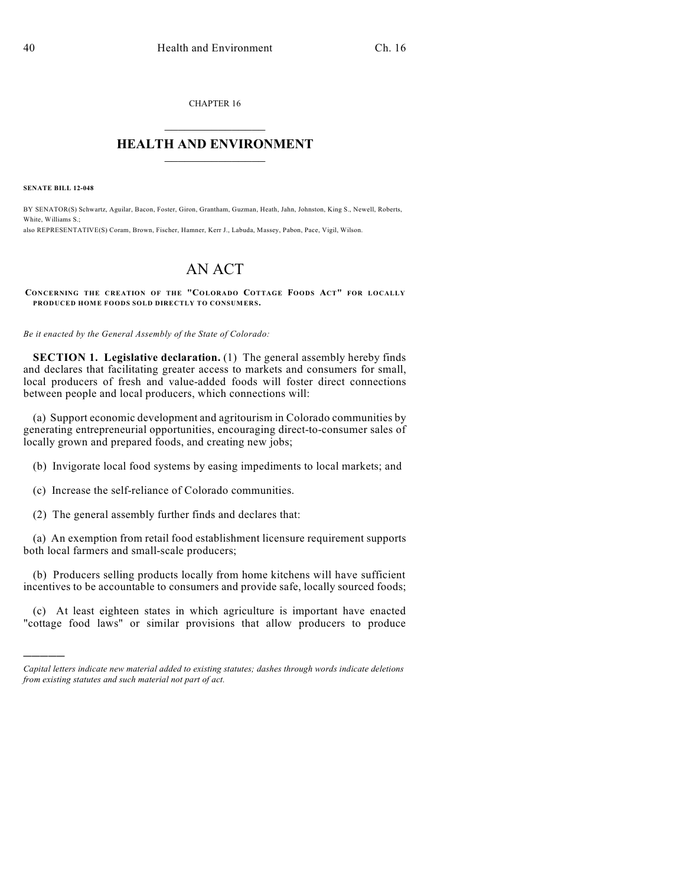CHAPTER 16

# HEALTH AND ENVIRONMENT

**SENATE BILL 12-048**

BY SENATOR(S) Schwartz, Aguilar, Bacon, Foster, Giron, Grantham, Guzman, Heath, Jahn, Johnston, King S., Newell, Roberts, White, Williams S.;
also REPRESENTATIVE(S) Coram, Brown, Fischer, Hamner, Kerr J., Labuda, Massey, Pabon, Pace, Vigil, Wilson.

# AN ACT

**CONCERNING THE CREATION OF THE "COLORADO COTTAGE FOODS ACT" FOR LOCALLY PRODUCED HOME FOODS SOLD DIRECTLY TO CONSUMERS.**

*Be it enacted by the General Assembly of the State of Colorado:*

**SECTION 1. Legislative declaration.** (1) The general assembly hereby finds and declares that facilitating greater access to markets and consumers for small, local producers of fresh and value-added foods will foster direct connections between people and local producers, which connections will:

(a) Support economic development and agritourism in Colorado communities by generating entrepreneurial opportunities, encouraging direct-to-consumer sales of locally grown and prepared foods, and creating new jobs;

(b) Invigorate local food systems by easing impediments to local markets; and

(c) Increase the self-reliance of Colorado communities.

(2) The general assembly further finds and declares that:

(a) An exemption from retail food establishment licensure requirement supports both local farmers and small-scale producers;

(b) Producers selling products locally from home kitchens will have sufficient incentives to be accountable to consumers and provide safe, locally sourced foods;

(c) At least eighteen states in which agriculture is important have enacted "cottage food laws" or similar provisions that allow producers to produce

---

*Capital letters indicate new material added to existing statutes; dashes through words indicate deletions from existing statutes and such material not part of act.*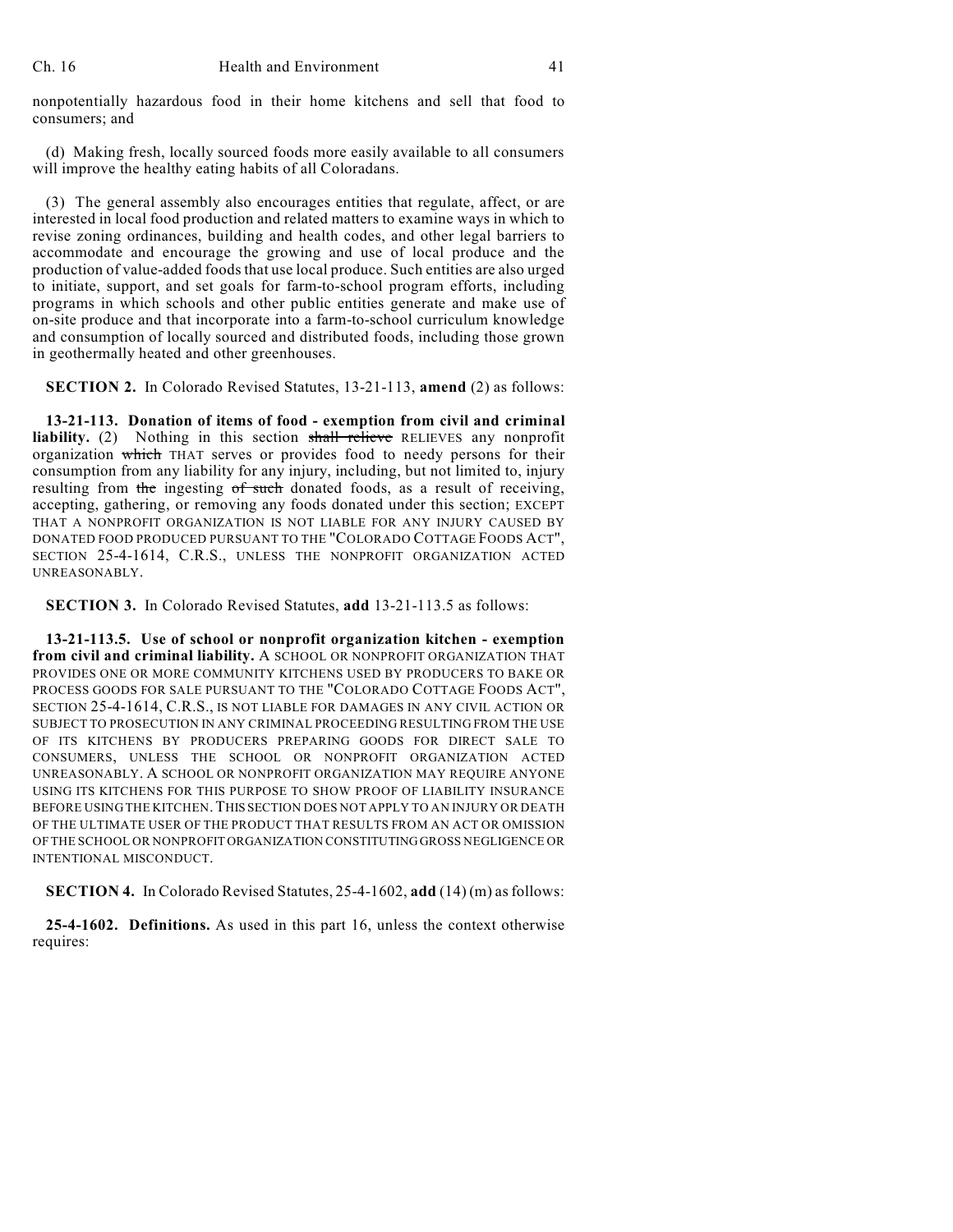nonpotentially hazardous food in their home kitchens and sell that food to consumers; and

(d) Making fresh, locally sourced foods more easily available to all consumers will improve the healthy eating habits of all Coloradans.

(3) The general assembly also encourages entities that regulate, affect, or are interested in local food production and related matters to examine ways in which to revise zoning ordinances, building and health codes, and other legal barriers to accommodate and encourage the growing and use of local produce and the production of value-added foods that use local produce. Such entities are also urged to initiate, support, and set goals for farm-to-school program efforts, including programs in which schools and other public entities generate and make use of on-site produce and that incorporate into a farm-to-school curriculum knowledge and consumption of locally sourced and distributed foods, including those grown in geothermally heated and other greenhouses.

**SECTION 2.** In Colorado Revised Statutes, 13-21-113, **amend** (2) as follows:

**13-21-113. Donation of items of food - exemption from civil and criminal liability.** (2) Nothing in this section ~~shall relieve~~ RELIEVES any nonprofit organization ~~which~~ THAT serves or provides food to needy persons for their consumption from any liability for any injury, including, but not limited to, injury resulting from ~~the~~ ingesting ~~of such~~ donated foods, as a result of receiving, accepting, gathering, or removing any foods donated under this section; EXCEPT THAT A NONPROFIT ORGANIZATION IS NOT LIABLE FOR ANY INJURY CAUSED BY DONATED FOOD PRODUCED PURSUANT TO THE "COLORADO COTTAGE FOODS ACT", SECTION 25-4-1614, C.R.S., UNLESS THE NONPROFIT ORGANIZATION ACTED UNREASONABLY.

**SECTION 3.** In Colorado Revised Statutes, **add** 13-21-113.5 as follows:

**13-21-113.5. Use of school or nonprofit organization kitchen - exemption from civil and criminal liability.** A SCHOOL OR NONPROFIT ORGANIZATION THAT PROVIDES ONE OR MORE COMMUNITY KITCHENS USED BY PRODUCERS TO BAKE OR PROCESS GOODS FOR SALE PURSUANT TO THE "COLORADO COTTAGE FOODS ACT", SECTION 25-4-1614, C.R.S., IS NOT LIABLE FOR DAMAGES IN ANY CIVIL ACTION OR SUBJECT TO PROSECUTION IN ANY CRIMINAL PROCEEDING RESULTING FROM THE USE OF ITS KITCHENS BY PRODUCERS PREPARING GOODS FOR DIRECT SALE TO CONSUMERS, UNLESS THE SCHOOL OR NONPROFIT ORGANIZATION ACTED UNREASONABLY. A SCHOOL OR NONPROFIT ORGANIZATION MAY REQUIRE ANYONE USING ITS KITCHENS FOR THIS PURPOSE TO SHOW PROOF OF LIABILITY INSURANCE BEFORE USING THE KITCHEN. THIS SECTION DOES NOT APPLY TO AN INJURY OR DEATH OF THE ULTIMATE USER OF THE PRODUCT THAT RESULTS FROM AN ACT OR OMISSION OF THE SCHOOL OR NONPROFIT ORGANIZATION CONSTITUTING GROSS NEGLIGENCE OR INTENTIONAL MISCONDUCT.

**SECTION 4.** In Colorado Revised Statutes, 25-4-1602, **add** (14) (m) as follows:

**25-4-1602. Definitions.** As used in this part 16, unless the context otherwise requires: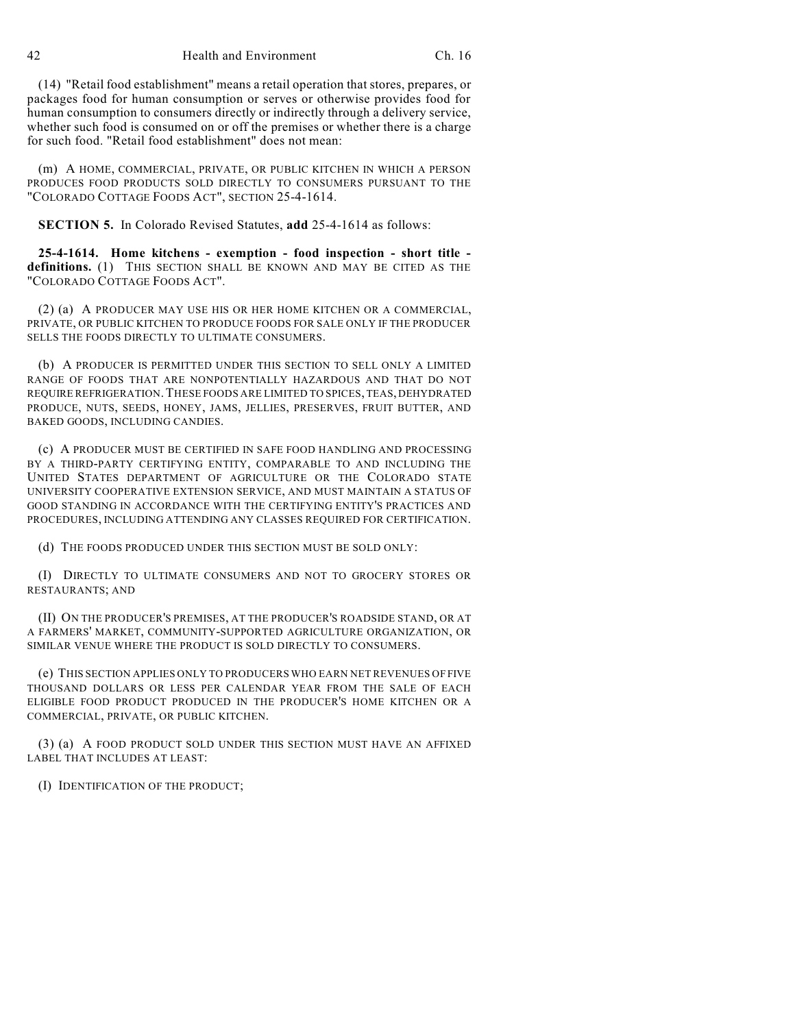(14) "Retail food establishment" means a retail operation that stores, prepares, or packages food for human consumption or serves or otherwise provides food for human consumption to consumers directly or indirectly through a delivery service, whether such food is consumed on or off the premises or whether there is a charge for such food. "Retail food establishment" does not mean:

(m) A HOME, COMMERCIAL, PRIVATE, OR PUBLIC KITCHEN IN WHICH A PERSON PRODUCES FOOD PRODUCTS SOLD DIRECTLY TO CONSUMERS PURSUANT TO THE "COLORADO COTTAGE FOODS ACT", SECTION 25-4-1614.

**SECTION 5.** In Colorado Revised Statutes, **add** 25-4-1614 as follows:

**25-4-1614. Home kitchens - exemption - food inspection - short title - definitions.** (1) THIS SECTION SHALL BE KNOWN AND MAY BE CITED AS THE "COLORADO COTTAGE FOODS ACT".

(2) (a) A PRODUCER MAY USE HIS OR HER HOME KITCHEN OR A COMMERCIAL, PRIVATE, OR PUBLIC KITCHEN TO PRODUCE FOODS FOR SALE ONLY IF THE PRODUCER SELLS THE FOODS DIRECTLY TO ULTIMATE CONSUMERS.

(b) A PRODUCER IS PERMITTED UNDER THIS SECTION TO SELL ONLY A LIMITED RANGE OF FOODS THAT ARE NONPOTENTIALLY HAZARDOUS AND THAT DO NOT REQUIRE REFRIGERATION. THESE FOODS ARE LIMITED TO SPICES, TEAS, DEHYDRATED PRODUCE, NUTS, SEEDS, HONEY, JAMS, JELLIES, PRESERVES, FRUIT BUTTER, AND BAKED GOODS, INCLUDING CANDIES.

(c) A PRODUCER MUST BE CERTIFIED IN SAFE FOOD HANDLING AND PROCESSING BY A THIRD-PARTY CERTIFYING ENTITY, COMPARABLE TO AND INCLUDING THE UNITED STATES DEPARTMENT OF AGRICULTURE OR THE COLORADO STATE UNIVERSITY COOPERATIVE EXTENSION SERVICE, AND MUST MAINTAIN A STATUS OF GOOD STANDING IN ACCORDANCE WITH THE CERTIFYING ENTITY'S PRACTICES AND PROCEDURES, INCLUDING ATTENDING ANY CLASSES REQUIRED FOR CERTIFICATION.

(d) THE FOODS PRODUCED UNDER THIS SECTION MUST BE SOLD ONLY:

(I) DIRECTLY TO ULTIMATE CONSUMERS AND NOT TO GROCERY STORES OR RESTAURANTS; AND

(II) ON THE PRODUCER'S PREMISES, AT THE PRODUCER'S ROADSIDE STAND, OR AT A FARMERS' MARKET, COMMUNITY-SUPPORTED AGRICULTURE ORGANIZATION, OR SIMILAR VENUE WHERE THE PRODUCT IS SOLD DIRECTLY TO CONSUMERS.

(e) THIS SECTION APPLIES ONLY TO PRODUCERS WHO EARN NET REVENUES OF FIVE THOUSAND DOLLARS OR LESS PER CALENDAR YEAR FROM THE SALE OF EACH ELIGIBLE FOOD PRODUCT PRODUCED IN THE PRODUCER'S HOME KITCHEN OR A COMMERCIAL, PRIVATE, OR PUBLIC KITCHEN.

(3) (a) A FOOD PRODUCT SOLD UNDER THIS SECTION MUST HAVE AN AFFIXED LABEL THAT INCLUDES AT LEAST:

(I) IDENTIFICATION OF THE PRODUCT;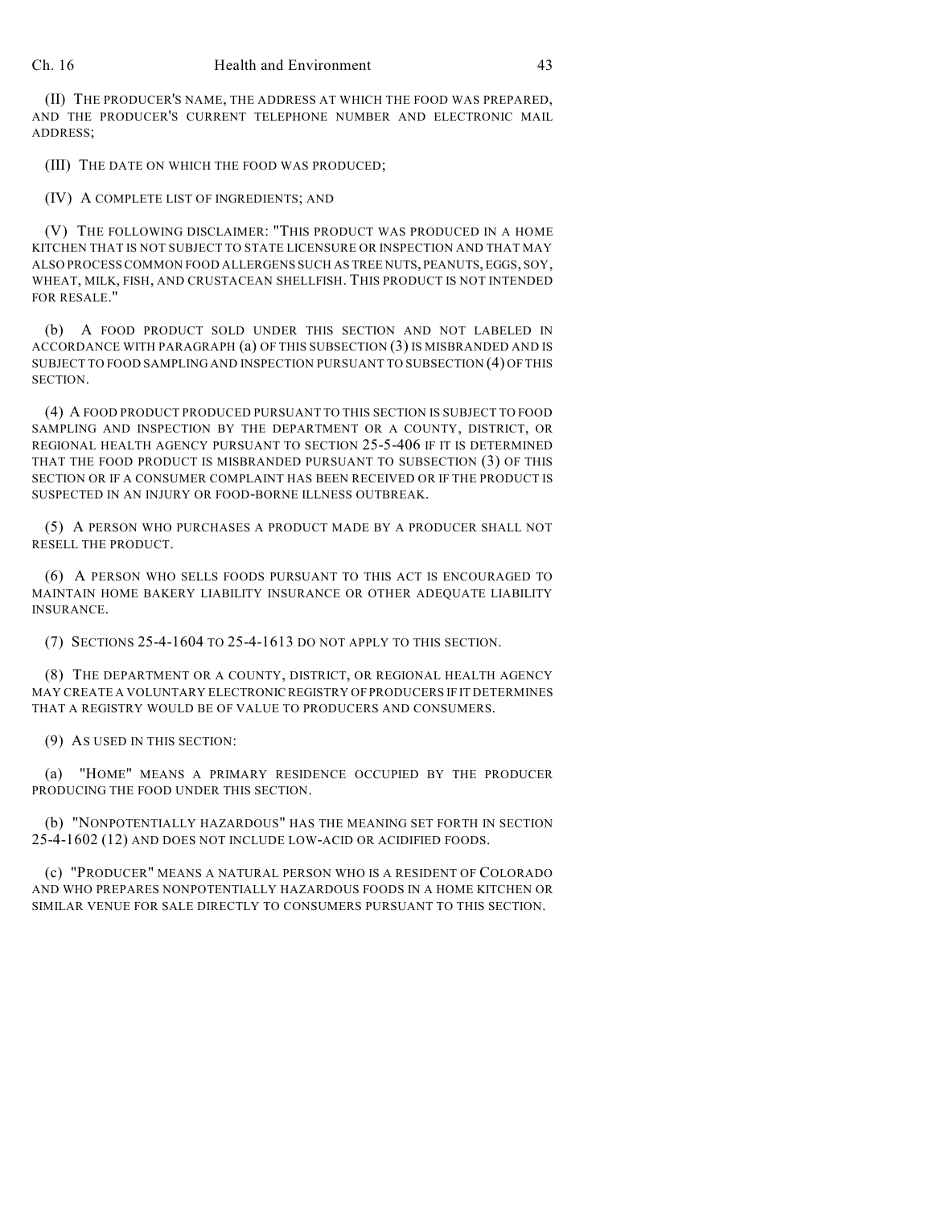(II) THE PRODUCER'S NAME, THE ADDRESS AT WHICH THE FOOD WAS PREPARED, AND THE PRODUCER'S CURRENT TELEPHONE NUMBER AND ELECTRONIC MAIL ADDRESS;

(III) THE DATE ON WHICH THE FOOD WAS PRODUCED;

(IV) A COMPLETE LIST OF INGREDIENTS; AND

(V) THE FOLLOWING DISCLAIMER: "THIS PRODUCT WAS PRODUCED IN A HOME KITCHEN THAT IS NOT SUBJECT TO STATE LICENSURE OR INSPECTION AND THAT MAY ALSO PROCESS COMMON FOOD ALLERGENS SUCH AS TREE NUTS, PEANUTS, EGGS, SOY, WHEAT, MILK, FISH, AND CRUSTACEAN SHELLFISH. THIS PRODUCT IS NOT INTENDED FOR RESALE."

(b) A FOOD PRODUCT SOLD UNDER THIS SECTION AND NOT LABELED IN ACCORDANCE WITH PARAGRAPH (a) OF THIS SUBSECTION (3) IS MISBRANDED AND IS SUBJECT TO FOOD SAMPLING AND INSPECTION PURSUANT TO SUBSECTION (4) OF THIS SECTION.

(4) A FOOD PRODUCT PRODUCED PURSUANT TO THIS SECTION IS SUBJECT TO FOOD SAMPLING AND INSPECTION BY THE DEPARTMENT OR A COUNTY, DISTRICT, OR REGIONAL HEALTH AGENCY PURSUANT TO SECTION 25-5-406 IF IT IS DETERMINED THAT THE FOOD PRODUCT IS MISBRANDED PURSUANT TO SUBSECTION (3) OF THIS SECTION OR IF A CONSUMER COMPLAINT HAS BEEN RECEIVED OR IF THE PRODUCT IS SUSPECTED IN AN INJURY OR FOOD-BORNE ILLNESS OUTBREAK.

(5) A PERSON WHO PURCHASES A PRODUCT MADE BY A PRODUCER SHALL NOT RESELL THE PRODUCT.

(6) A PERSON WHO SELLS FOODS PURSUANT TO THIS ACT IS ENCOURAGED TO MAINTAIN HOME BAKERY LIABILITY INSURANCE OR OTHER ADEQUATE LIABILITY INSURANCE.

(7) SECTIONS 25-4-1604 TO 25-4-1613 DO NOT APPLY TO THIS SECTION.

(8) THE DEPARTMENT OR A COUNTY, DISTRICT, OR REGIONAL HEALTH AGENCY MAY CREATE A VOLUNTARY ELECTRONIC REGISTRY OF PRODUCERS IF IT DETERMINES THAT A REGISTRY WOULD BE OF VALUE TO PRODUCERS AND CONSUMERS.

(9) AS USED IN THIS SECTION:

(a) "HOME" MEANS A PRIMARY RESIDENCE OCCUPIED BY THE PRODUCER PRODUCING THE FOOD UNDER THIS SECTION.

(b) "NONPOTENTIALLY HAZARDOUS" HAS THE MEANING SET FORTH IN SECTION 25-4-1602 (12) AND DOES NOT INCLUDE LOW-ACID OR ACIDIFIED FOODS.

(c) "PRODUCER" MEANS A NATURAL PERSON WHO IS A RESIDENT OF COLORADO AND WHO PREPARES NONPOTENTIALLY HAZARDOUS FOODS IN A HOME KITCHEN OR SIMILAR VENUE FOR SALE DIRECTLY TO CONSUMERS PURSUANT TO THIS SECTION.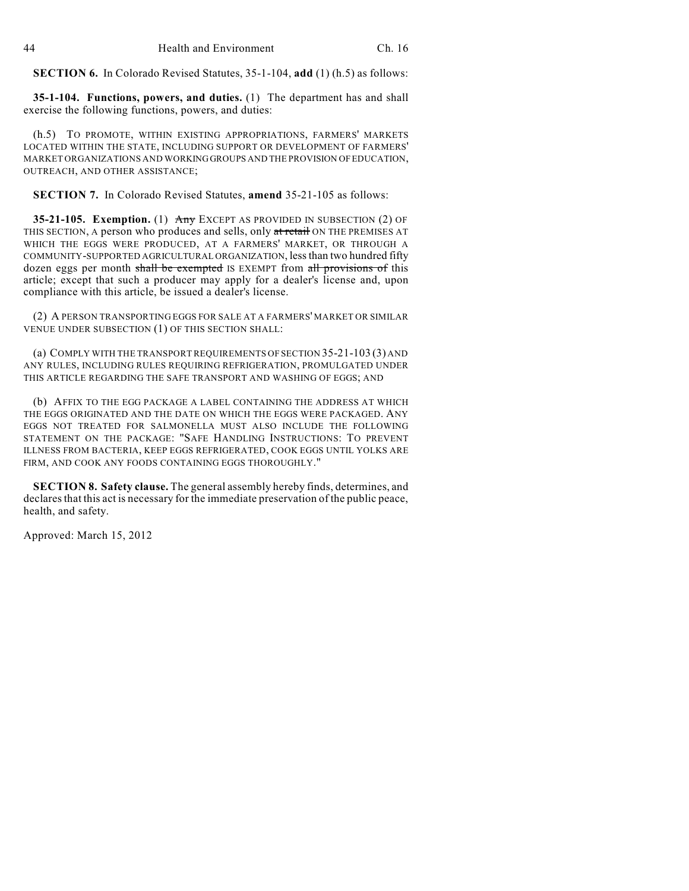**SECTION 6.** In Colorado Revised Statutes, 35-1-104, **add** (1) (h.5) as follows:

**35-1-104. Functions, powers, and duties.** (1) The department has and shall exercise the following functions, powers, and duties:

(h.5) TO PROMOTE, WITHIN EXISTING APPROPRIATIONS, FARMERS' MARKETS LOCATED WITHIN THE STATE, INCLUDING SUPPORT OR DEVELOPMENT OF FARMERS' MARKET ORGANIZATIONS AND WORKING GROUPS AND THE PROVISION OF EDUCATION, OUTREACH, AND OTHER ASSISTANCE;

**SECTION 7.** In Colorado Revised Statutes, **amend** 35-21-105 as follows:

**35-21-105. Exemption.** (1) ~~Any~~ EXCEPT AS PROVIDED IN SUBSECTION (2) OF THIS SECTION, A person who produces and sells, only ~~at retail~~ ON THE PREMISES AT WHICH THE EGGS WERE PRODUCED, AT A FARMERS' MARKET, OR THROUGH A COMMUNITY-SUPPORTED AGRICULTURAL ORGANIZATION, less than two hundred fifty dozen eggs per month ~~shall be exempted~~ IS EXEMPT from ~~all provisions of~~ this article; except that such a producer may apply for a dealer's license and, upon compliance with this article, be issued a dealer's license.

(2) A PERSON TRANSPORTING EGGS FOR SALE AT A FARMERS' MARKET OR SIMILAR VENUE UNDER SUBSECTION (1) OF THIS SECTION SHALL:

(a) COMPLY WITH THE TRANSPORT REQUIREMENTS OF SECTION 35-21-103 (3) AND ANY RULES, INCLUDING RULES REQUIRING REFRIGERATION, PROMULGATED UNDER THIS ARTICLE REGARDING THE SAFE TRANSPORT AND WASHING OF EGGS; AND

(b) AFFIX TO THE EGG PACKAGE A LABEL CONTAINING THE ADDRESS AT WHICH THE EGGS ORIGINATED AND THE DATE ON WHICH THE EGGS WERE PACKAGED. ANY EGGS NOT TREATED FOR SALMONELLA MUST ALSO INCLUDE THE FOLLOWING STATEMENT ON THE PACKAGE: "SAFE HANDLING INSTRUCTIONS: TO PREVENT ILLNESS FROM BACTERIA, KEEP EGGS REFRIGERATED, COOK EGGS UNTIL YOLKS ARE FIRM, AND COOK ANY FOODS CONTAINING EGGS THOROUGHLY."

**SECTION 8. Safety clause.** The general assembly hereby finds, determines, and declares that this act is necessary for the immediate preservation of the public peace, health, and safety.

Approved: March 15, 2012